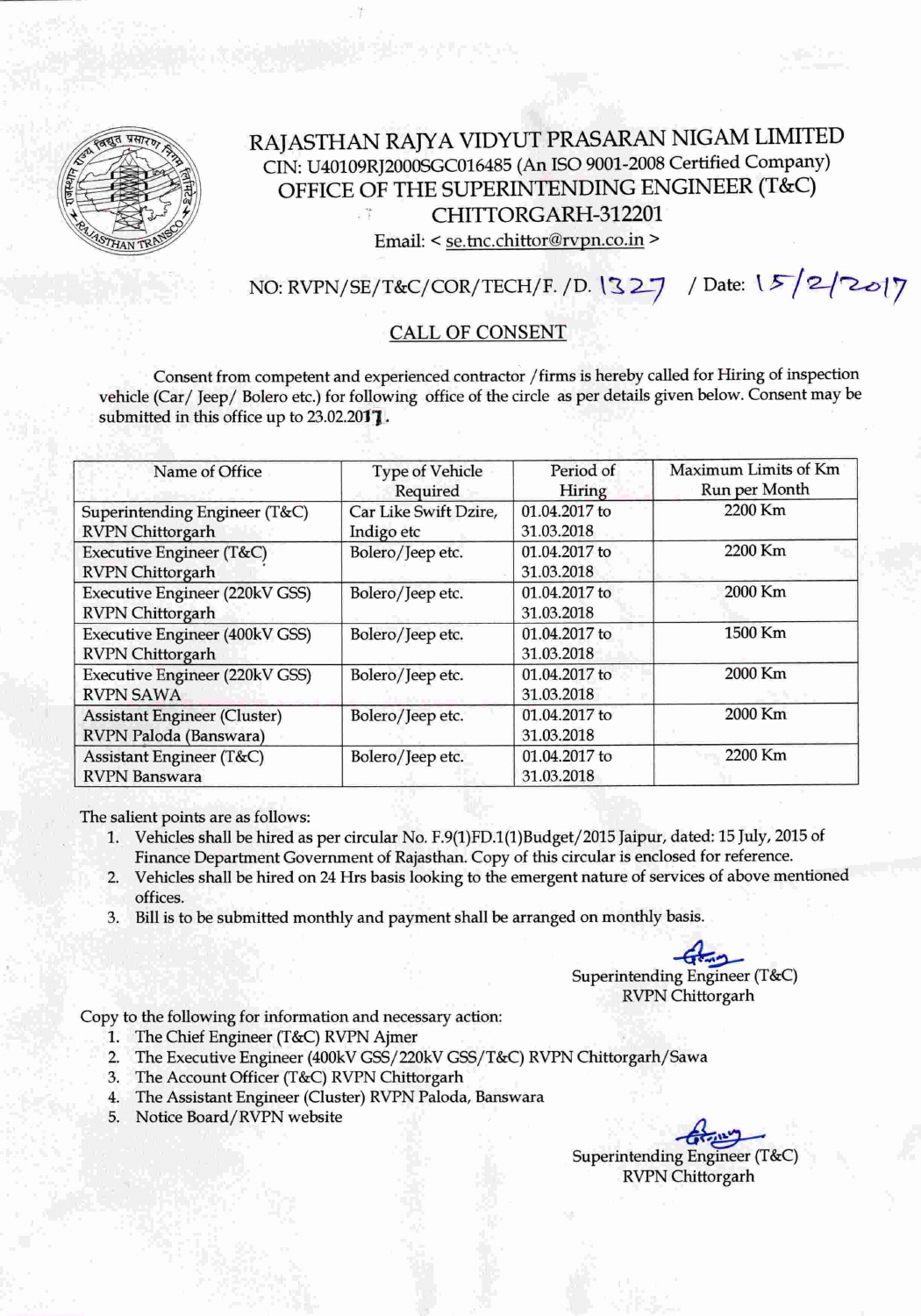# RAJASTHAN RAJYA VIDYUT PRASARAN NIGAM LIMITED

CIN: U40109RJ2000SGC016485 (An ISO 9001-2008 Certified Company)

OFFICE OF THE SUPERINTENDING ENGINEER (T&C)

CHITTORGARH-312201

Email: < se.tnc.chittor@rvpn.co.in >

NO: RVPN/SE/T&C/COR/TECH/F. /D. 1327 / Date: 15/2/2017

## CALL OF CONSENT

Consent from competent and experienced contractor /firms is hereby called for Hiring of inspection vehicle (Car/ Jeep/ Bolero etc.) for following office of the circle as per details given below. Consent may be submitted in this office up to 23.02.2017.

| Name of Office | Type of Vehicle Required | Period of Hiring | Maximum Limits of Km Run per Month |
|---|---|---|---|
| Superintending Engineer (T&C) RVPN Chittorgarh | Car Like Swift Dzire, Indigo etc | 01.04.2017 to 31.03.2018 | 2200 Km |
| Executive Engineer (T&C) RVPN Chittorgarh | Bolero/Jeep etc. | 01.04.2017 to 31.03.2018 | 2200 Km |
| Executive Engineer (220kV GSS) RVPN Chittorgarh | Bolero/Jeep etc. | 01.04.2017 to 31.03.2018 | 2000 Km |
| Executive Engineer (400kV GSS) RVPN Chittorgarh | Bolero/Jeep etc. | 01.04.2017 to 31.03.2018 | 1500 Km |
| Executive Engineer (220kV GSS) RVPN SAWA | Bolero/Jeep etc. | 01.04.2017 to 31.03.2018 | 2000 Km |
| Assistant Engineer (Cluster) RVPN Paloda (Banswara) | Bolero/Jeep etc. | 01.04.2017 to 31.03.2018 | 2000 Km |
| Assistant Engineer (T&C) RVPN Banswara | Bolero/Jeep etc. | 01.04.2017 to 31.03.2018 | 2200 Km |

The salient points are as follows:

1. Vehicles shall be hired as per circular No. F.9(1)FD.1(1)Budget/2015 Jaipur, dated: 15 July, 2015 of Finance Department Government of Rajasthan. Copy of this circular is enclosed for reference.
2. Vehicles shall be hired on 24 Hrs basis looking to the emergent nature of services of above mentioned offices.
3. Bill is to be submitted monthly and payment shall be arranged on monthly basis.

Superintending Engineer (T&C)
RVPN Chittorgarh

Copy to the following for information and necessary action:

1. The Chief Engineer (T&C) RVPN Ajmer
2. The Executive Engineer (400kV GSS/220kV GSS/T&C) RVPN Chittorgarh/Sawa
3. The Account Officer (T&C) RVPN Chittorgarh
4. The Assistant Engineer (Cluster) RVPN Paloda, Banswara
5. Notice Board/RVPN website

Superintending Engineer (T&C)
RVPN Chittorgarh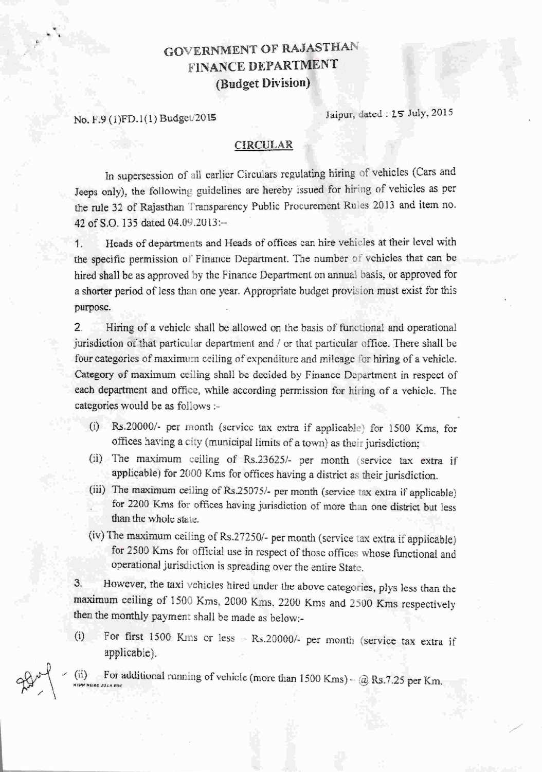# GOVERNMENT OF RAJASTHAN
## FINANCE DEPARTMENT
### (Budget Division)

No. F.9 (1)FD.1(1) Budget/2015 Jaipur, dated : 15 July, 2015

**CIRCULAR**

In supersession of all earlier Circulars regulating hiring of vehicles (Cars and Jeeps only), the following guidelines are hereby issued for hiring of vehicles as per the rule 32 of Rajasthan Transparency Public Procurement Rules 2013 and item no. 42 of S.O. 135 dated 04.09.2013:-

1. Heads of departments and Heads of offices can hire vehicles at their level with the specific permission of Finance Department. The number of vehicles that can be hired shall be as approved by the Finance Department on annual basis, or approved for a shorter period of less than one year. Appropriate budget provision must exist for this purpose.

2. Hiring of a vehicle shall be allowed on the basis of functional and operational jurisdiction of that particular department and / or that particular office. There shall be four categories of maximum ceiling of expenditure and mileage for hiring of a vehicle. Category of maximum ceiling shall be decided by Finance Department in respect of each department and office, while according permission for hiring of a vehicle. The categories would be as follows :-

   (i) Rs.20000/- per month (service tax extra if applicable) for 1500 Kms, for offices having a city (municipal limits of a town) as their jurisdiction;

   (ii) The maximum ceiling of Rs.23625/- per month (service tax extra if applicable) for 2000 Kms for offices having a district as their jurisdiction.

   (iii) The maximum ceiling of Rs.25075/- per month (service tax extra if applicable) for 2200 Kms for offices having jurisdiction of more than one district but less than the whole state.

   (iv) The maximum ceiling of Rs.27250/- per month (service tax extra if applicable) for 2500 Kms for official use in respect of those offices whose functional and operational jurisdiction is spreading over the entire State.

3. However, the taxi vehicles hired under the above categories, plys less than the maximum ceiling of 1500 Kms, 2000 Kms, 2200 Kms and 2500 Kms respectively then the monthly payment shall be made as below:-

   (i) For first 1500 Kms or less – Rs.20000/- per month (service tax extra if applicable).

   (ii) For additional running of vehicle (more than 1500 Kms) – @ Rs.7.25 per Km.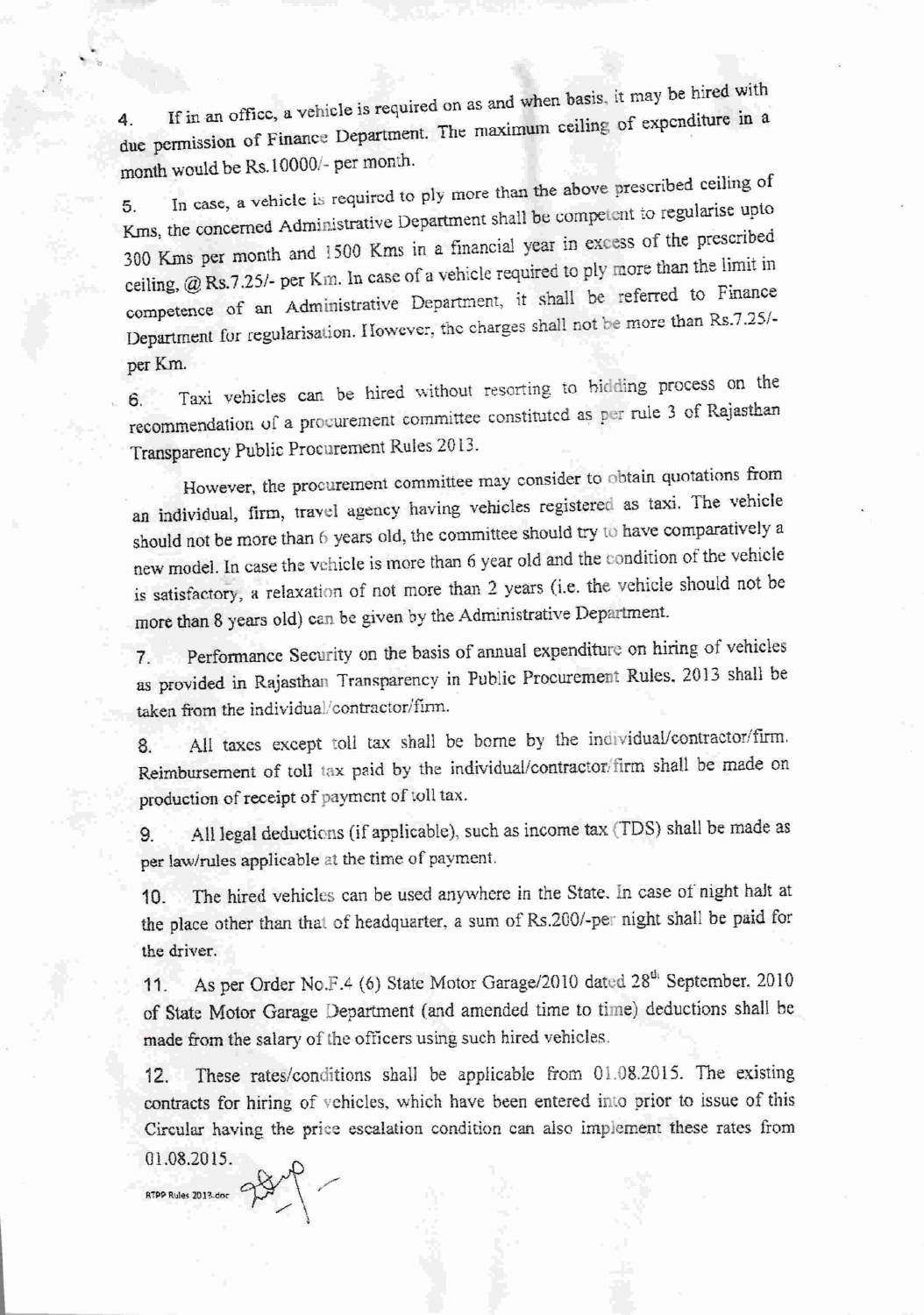4. If in an office, a vehicle is required on as and when basis, it may be hired with due permission of Finance Department. The maximum ceiling of expenditure in a month would be Rs.10000/- per month.

5. In case, a vehicle is required to ply more than the above prescribed ceiling of Kms, the concerned Administrative Department shall be competent to regularise upto 300 Kms per month and 1500 Kms in a financial year in excess of the prescribed ceiling, @ Rs.7.25/- per Km. In case of a vehicle required to ply more than the limit in competence of an Administrative Department, it shall be referred to Finance Department for regularisation. However, the charges shall not be more than Rs.7.25/- per Km.

6. Taxi vehicles can be hired without resorting to bidding process on the recommendation of a procurement committee constituted as per rule 3 of Rajasthan Transparency Public Procurement Rules 2013.

However, the procurement committee may consider to obtain quotations from an individual, firm, travel agency having vehicles registered as taxi. The vehicle should not be more than 6 years old, the committee should try to have comparatively a new model. In case the vehicle is more than 6 year old and the condition of the vehicle is satisfactory, a relaxation of not more than 2 years (i.e. the vehicle should not be more than 8 years old) can be given by the Administrative Department.

7. Performance Security on the basis of annual expenditure on hiring of vehicles as provided in Rajasthan Transparency in Public Procurement Rules, 2013 shall be taken from the individual/contractor/firm.

8. All taxes except toll tax shall be borne by the individual/contractor/firm. Reimbursement of toll tax paid by the individual/contractor/firm shall be made on production of receipt of payment of toll tax.

9. All legal deductions (if applicable), such as income tax (TDS) shall be made as per law/rules applicable at the time of payment.

10. The hired vehicles can be used anywhere in the State. In case of night halt at the place other than that of headquarter, a sum of Rs.200/-per night shall be paid for the driver.

11. As per Order No.F.4 (6) State Motor Garage/2010 dated 28th September, 2010 of State Motor Garage Department (and amended time to time) deductions shall be made from the salary of the officers using such hired vehicles.

12. These rates/conditions shall be applicable from 01.08.2015. The existing contracts for hiring of vehicles, which have been entered into prior to issue of this Circular having the price escalation condition can also implement these rates from 01.08.2015.

RTPP Rules 2013.doc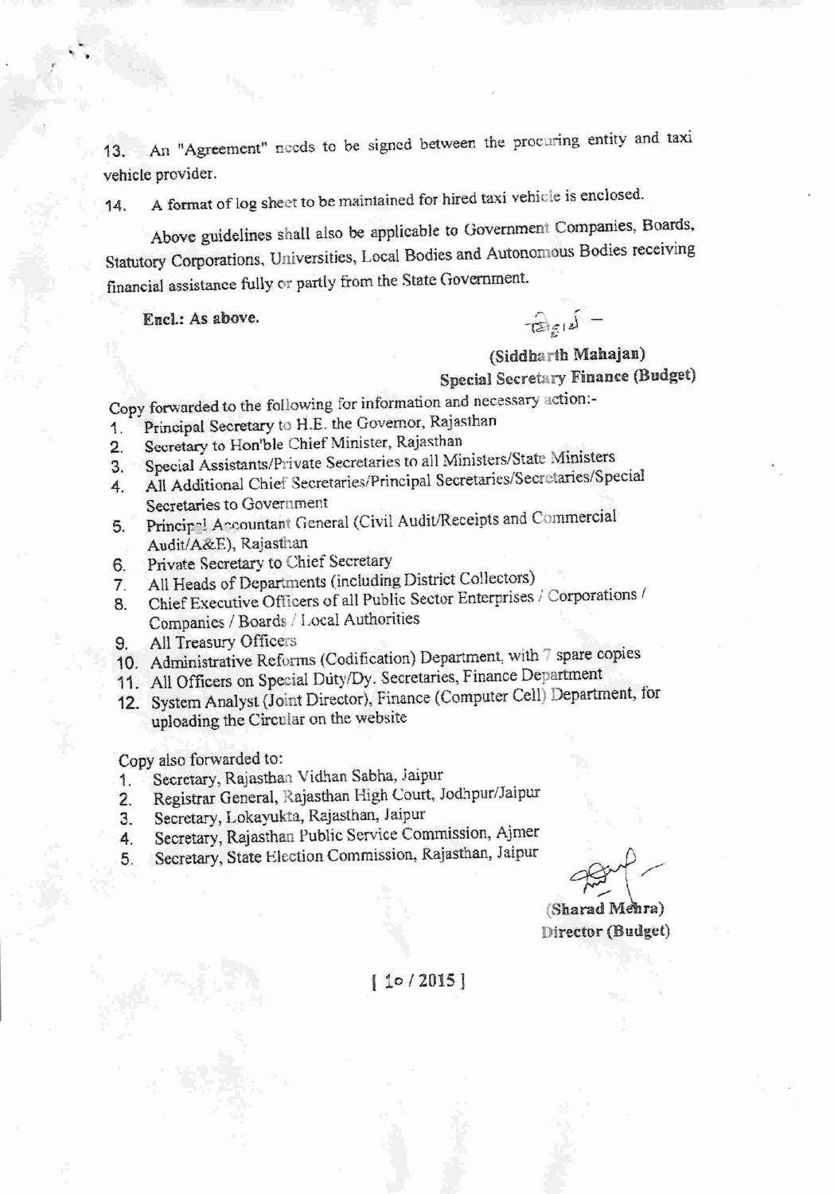13. An "Agreement" needs to be signed between the procuring entity and taxi vehicle provider.

14. A format of log sheet to be maintained for hired taxi vehicle is enclosed.

Above guidelines shall also be applicable to Government Companies, Boards, Statutory Corporations, Universities, Local Bodies and Autonomous Bodies receiving financial assistance fully or partly from the State Government.

**Encl.: As above.**

**(Siddharth Mahajan)**
**Special Secretary Finance (Budget)**

Copy forwarded to the following for information and necessary action:-

1. Principal Secretary to H.E. the Governor, Rajasthan
2. Secretary to Hon'ble Chief Minister, Rajasthan
3. Special Assistants/Private Secretaries to all Ministers/State Ministers
4. All Additional Chief Secretaries/Principal Secretaries/Secretaries/Special Secretaries to Government
5. Principal Accountant General (Civil Audit/Receipts and Commercial Audit/A&E), Rajasthan
6. Private Secretary to Chief Secretary
7. All Heads of Departments (including District Collectors)
8. Chief Executive Officers of all Public Sector Enterprises / Corporations / Companies / Boards / Local Authorities
9. All Treasury Officers
10. Administrative Reforms (Codification) Department, with 7 spare copies
11. All Officers on Special Duty/Dy. Secretaries, Finance Department
12. System Analyst (Joint Director), Finance (Computer Cell) Department, for uploading the Circular on the website

Copy also forwarded to:

1. Secretary, Rajasthan Vidhan Sabha, Jaipur
2. Registrar General, Rajasthan High Court, Jodhpur/Jaipur
3. Secretary, Lokayukta, Rajasthan, Jaipur
4. Secretary, Rajasthan Public Service Commission, Ajmer
5. Secretary, State Election Commission, Rajasthan, Jaipur

**(Sharad Mehra)**
**Director (Budget)**

[ 10 / 2015 ]